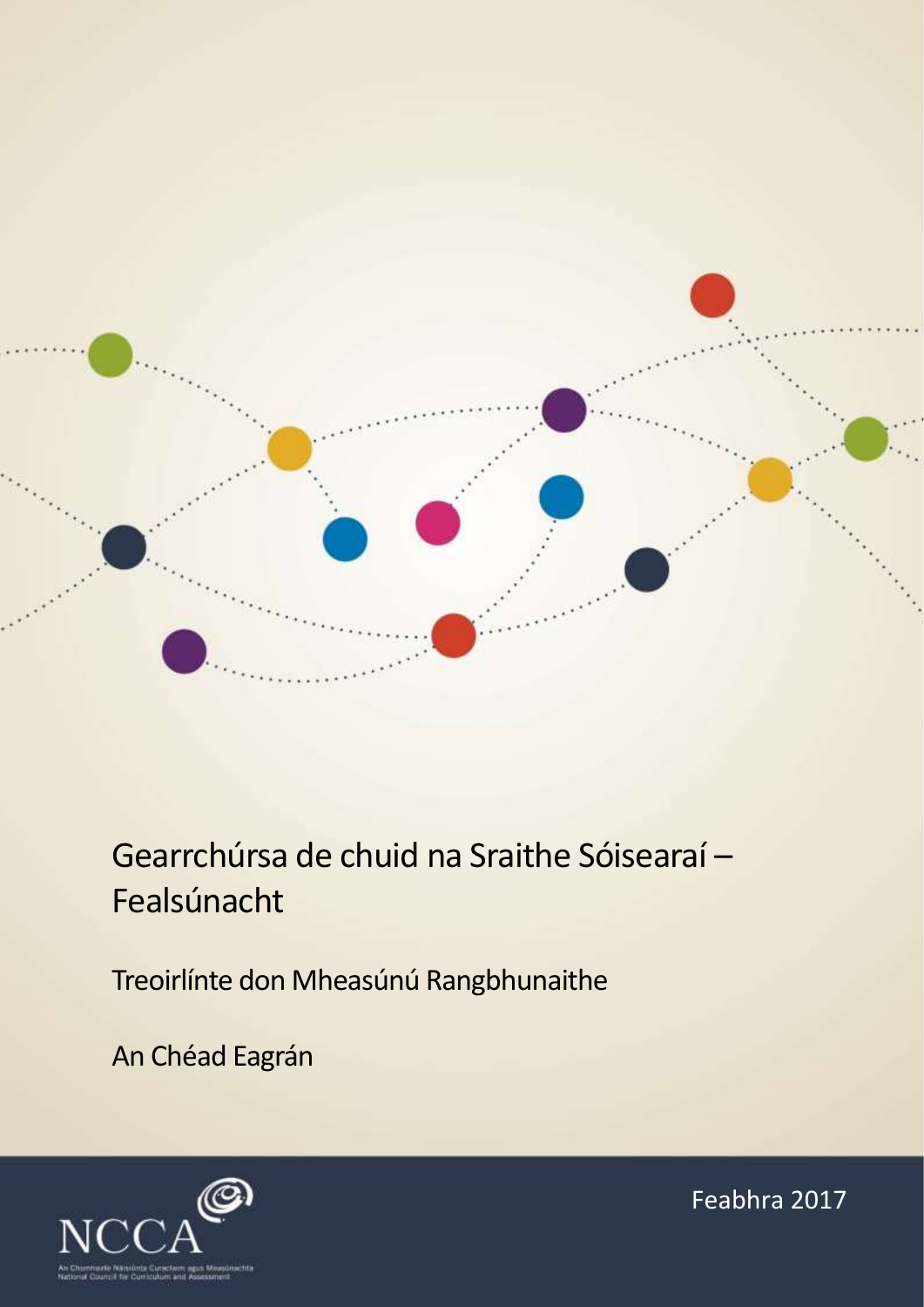# Gearrchúrsa de chuid na Sraithe Sóisearaí – Fealsúnacht

Treoirlínte don Mheasúnú Rangbhunaithe

An Chéad Eagrán

Feabhra 2017

NCCA

An Chomhairle Náisiúnta Curaclaim agus Measúnachta
National Council for Curriculum and Assessment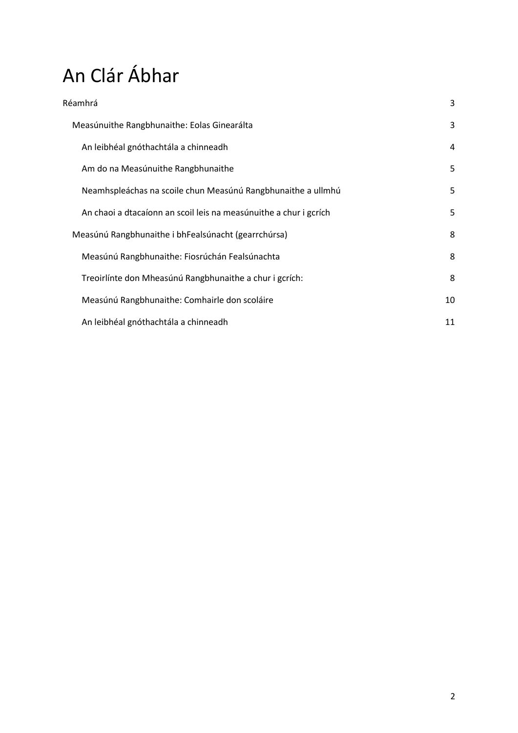# An Clár Ábhar

| | |
|---|---|
| Réamhrá | 3 |
| Measúnuithe Rangbhunaithe: Eolas Ginearálta | 3 |
| An leibhéal gnóthachtála a chinneadh | 4 |
| Am do na Measúnuithe Rangbhunaithe | 5 |
| Neamhspleáchas na scoile chun Measúnú Rangbhunaithe a ullmhú | 5 |
| An chaoi a dtacaíonn an scoil leis na measúnuithe a chur i gcrích | 5 |
| Measúnú Rangbhunaithe i bhFealsúnacht (gearrchúrsa) | 8 |
| Measúnú Rangbhunaithe: Fiosrúchán Fealsúnachta | 8 |
| Treoirlínte don Mheasúnú Rangbhunaithe a chur i gcrích: | 8 |
| Measúnú Rangbhunaithe: Comhairle don scoláire | 10 |
| An leibhéal gnóthachtála a chinneadh | 11 |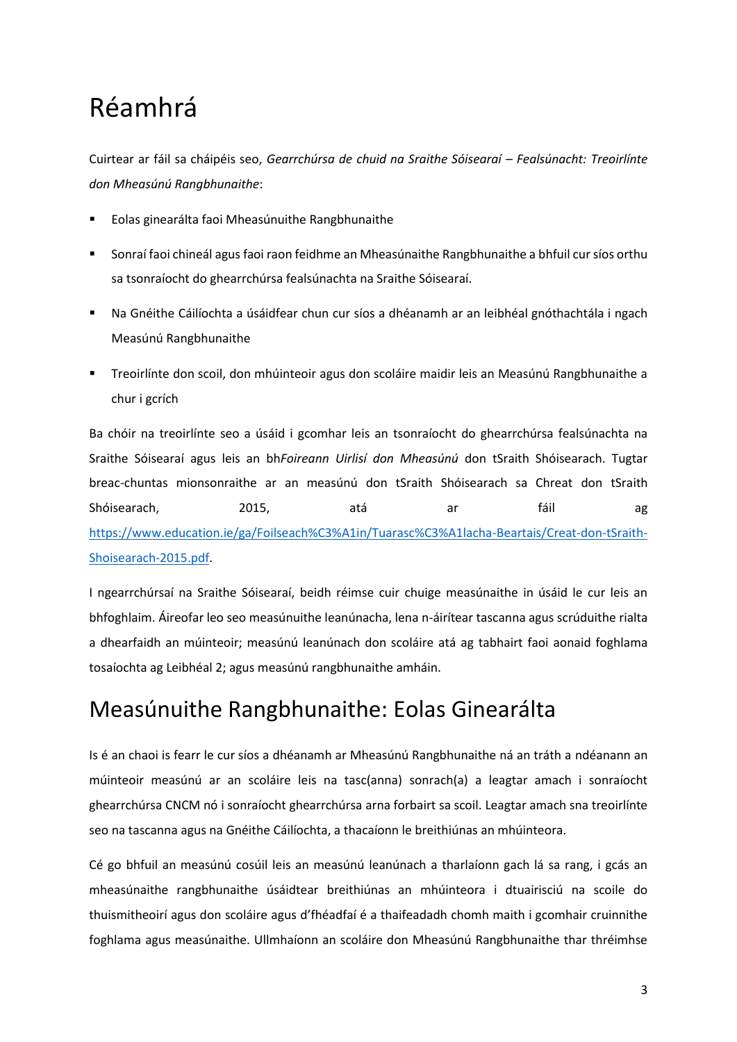# Réamhrá

Cuirtear ar fáil sa cháipéis seo, *Gearrchúrsa de chuid na Sraithe Sóisearaí – Fealsúnacht: Treoirlínte don Mheasúnú Rangbhunaithe*:

- Eolas ginearálta faoi Mheasúnuithe Rangbhunaithe
- Sonraí faoi chineál agus faoi raon feidhme an Mheasúnaithe Rangbhunaithe a bhfuil cur síos orthu sa tsonraíocht do ghearrchúrsa fealsúnachta na Sraithe Sóisearaí.
- Na Gnéithe Cáilíochta a úsáidfear chun cur síos a dhéanamh ar an leibhéal gnóthachtála i ngach Measúnú Rangbhunaithe
- Treoirlínte don scoil, don mhúinteoir agus don scoláire maidir leis an Measúnú Rangbhunaithe a chur i gcrích

Ba chóir na treoirlínte seo a úsáid i gcomhar leis an tsonraíocht do ghearrchúrsa fealsúnachta na Sraithe Sóisearaí agus leis an bh*Foireann Uirlisí don Mheasúnú* don tSraith Shóisearach. Tugtar breac-chuntas mionsonraithe ar an measúnú don tSraith Shóisearach sa Chreat don tSraith Shóisearach, 2015, atá ar fáil ag https://www.education.ie/ga/Foilseach%C3%A1in/Tuarasc%C3%A1lacha-Beartais/Creat-don-tSraith-Shoisearach-2015.pdf.

I ngearrchúrsaí na Sraithe Sóisearaí, beidh réimse cuir chuige measúnaithe in úsáid le cur leis an bhfoghlaim. Áireofar leo seo measúnuithe leanúnacha, lena n-áirítear tascanna agus scrúduithe rialta a dhearfaidh an múinteoir; measúnú leanúnach don scoláire atá ag tabhairt faoi aonaid foghlama tosaíochta ag Leibhéal 2; agus measúnú rangbhunaithe amháin.

# Measúnuithe Rangbhunaithe: Eolas Ginearálta

Is é an chaoi is fearr le cur síos a dhéanamh ar Mheasúnú Rangbhunaithe ná an tráth a ndéanann an múinteoir measúnú ar an scoláire leis na tasc(anna) sonrach(a) a leagtar amach i sonraíocht ghearrchúrsa CNCM nó i sonraíocht ghearrchúrsa arna forbairt sa scoil. Leagtar amach sna treoirlínte seo na tascanna agus na Gnéithe Cáilíochta, a thacaíonn le breithiúnas an mhúinteora.

Cé go bhfuil an measúnú cosúil leis an measúnú leanúnach a tharlaíonn gach lá sa rang, i gcás an mheasúnaithe rangbhunaithe úsáidtear breithiúnas an mhúinteora i dtuairisciú na scoile do thuismitheoirí agus don scoláire agus d'fhéadfaí é a thaifeadadh chomh maith i gcomhair cruinnithe foghlama agus measúnaithe. Ullmhaíonn an scoláire don Mheasúnú Rangbhunaithe thar thréimhse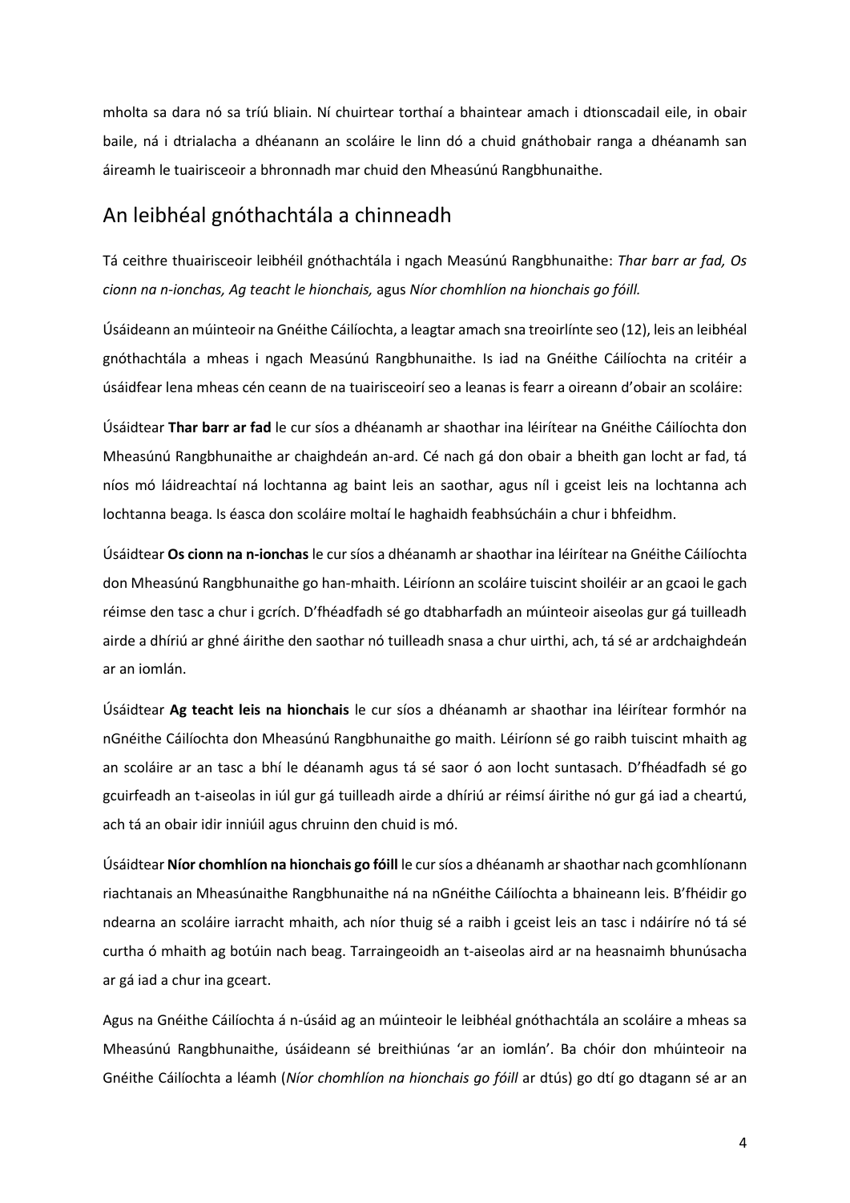mholta sa dara nó sa tríú bliain. Ní chuirtear torthaí a bhaintear amach i dtionscadail eile, in obair baile, ná i dtrialacha a dhéanann an scoláire le linn dó a chuid gnáthobair ranga a dhéanamh san áireamh le tuairisceoir a bhronnadh mar chuid den Mheasúnú Rangbhunaithe.

## An leibhéal gnóthachtála a chinneadh

Tá ceithre thuairisceoir leibhéil gnóthachtála i ngach Measúnú Rangbhunaithe: *Thar barr ar fad, Os cionn na n-ionchas, Ag teacht le hionchais,* agus *Níor chomhlíon na hionchais go fóill.*

Úsáideann an múinteoir na Gnéithe Cáilíochta, a leagtar amach sna treoirlínte seo (12), leis an leibhéal gnóthachtála a mheas i ngach Measúnú Rangbhunaithe. Is iad na Gnéithe Cáilíochta na critéir a úsáidfear lena mheas cén ceann de na tuairisceoirí seo a leanas is fearr a oireann d'obair an scoláire:

Úsáidtear **Thar barr ar fad** le cur síos a dhéanamh ar shaothar ina léirítear na Gnéithe Cáilíochta don Mheasúnú Rangbhunaithe ar chaighdeán an-ard. Cé nach gá don obair a bheith gan locht ar fad, tá níos mó láidreachtaí ná lochtanna ag baint leis an saothar, agus níl i gceist leis na lochtanna ach lochtanna beaga. Is éasca don scoláire moltaí le haghaidh feabhsúcháin a chur i bhfeidhm.

Úsáidtear **Os cionn na n-ionchas** le cur síos a dhéanamh ar shaothar ina léirítear na Gnéithe Cáilíochta don Mheasúnú Rangbhunaithe go han-mhaith. Léiríonn an scoláire tuiscint shoiléir ar an gcaoi le gach réimse den tasc a chur i gcrích. D'fhéadfadh sé go dtabharfadh an múinteoir aiseolas gur gá tuilleadh airde a dhíriú ar ghné áirithe den saothar nó tuilleadh snasa a chur uirthi, ach, tá sé ar ardchaighdeán ar an iomlán.

Úsáidtear **Ag teacht leis na hionchais** le cur síos a dhéanamh ar shaothar ina léirítear formhór na nGnéithe Cáilíochta don Mheasúnú Rangbhunaithe go maith. Léiríonn sé go raibh tuiscint mhaith ag an scoláire ar an tasc a bhí le déanamh agus tá sé saor ó aon locht suntasach. D'fhéadfadh sé go gcuirfeadh an t-aiseolas in iúl gur gá tuilleadh airde a dhíriú ar réimsí áirithe nó gur gá iad a cheartú, ach tá an obair idir inniúil agus chruinn den chuid is mó.

Úsáidtear **Níor chomhlíon na hionchais go fóill** le cur síos a dhéanamh ar shaothar nach gcomhlíonann riachtanais an Mheasúnaithe Rangbhunaithe ná na nGnéithe Cáilíochta a bhaineann leis. B'fhéidir go ndearna an scoláire iarracht mhaith, ach níor thuig sé a raibh i gceist leis an tasc i ndáiríre nó tá sé curtha ó mhaith ag botúin nach beag. Tarraingeoidh an t-aiseolas aird ar na heasnaimh bhunúsacha ar gá iad a chur ina gceart.

Agus na Gnéithe Cáilíochta á n-úsáid ag an múinteoir le leibhéal gnóthachtála an scoláire a mheas sa Mheasúnú Rangbhunaithe, úsáideann sé breithiúnas 'ar an iomlán'. Ba chóir don mhúinteoir na Gnéithe Cáilíochta a léamh (*Níor chomhlíon na hionchais go fóill* ar dtús) go dtí go dtagann sé ar an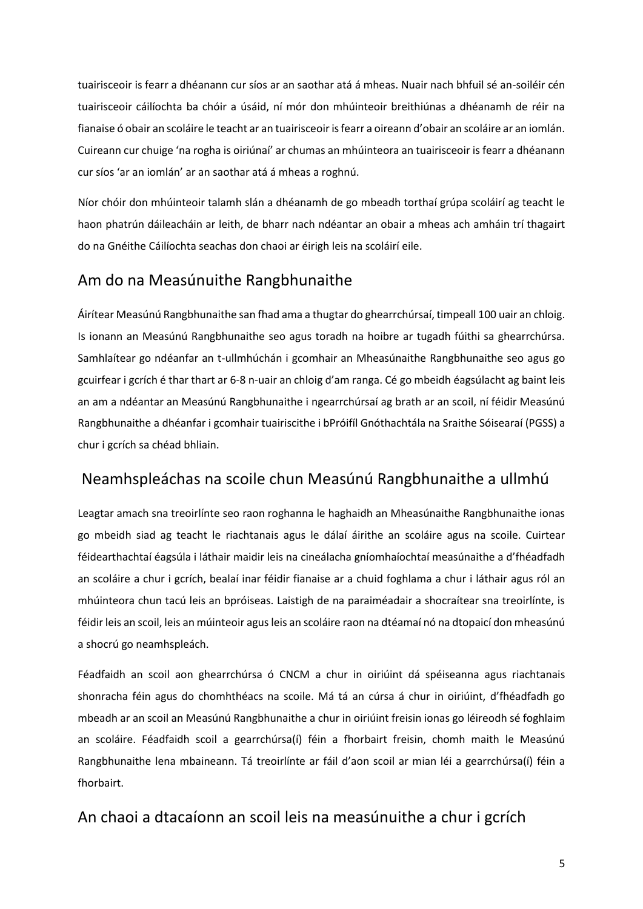tuairisceoir is fearr a dhéanann cur síos ar an saothar atá á mheas. Nuair nach bhfuil sé an-soiléir cén tuairisceoir cáilíochta ba chóir a úsáid, ní mór don mhúinteoir breithiúnas a dhéanamh de réir na fianaise ó obair an scoláire le teacht ar an tuairisceoir is fearr a oireann d'obair an scoláire ar an iomlán. Cuireann cur chuige 'na rogha is oiriúnaí' ar chumas an mhúinteora an tuairisceoir is fearr a dhéanann cur síos 'ar an iomlán' ar an saothar atá á mheas a roghnú.

Níor chóir don mhúinteoir talamh slán a dhéanamh de go mbeadh torthaí grúpa scoláirí ag teacht le haon phatrún dáileacháin ar leith, de bharr nach ndéantar an obair a mheas ach amháin trí thagairt do na Gnéithe Cáilíochta seachas don chaoi ar éirigh leis na scoláirí eile.

## Am do na Measúnuithe Rangbhunaithe

Áirítear Measúnú Rangbhunaithe san fhad ama a thugtar do ghearrchúrsaí, timpeall 100 uair an chloig. Is ionann an Measúnú Rangbhunaithe seo agus toradh na hoibre ar tugadh fúithi sa ghearrchúrsa. Samhlaítear go ndéanfar an t-ullmhúchán i gcomhair an Mheasúnaithe Rangbhunaithe seo agus go gcuirfear i gcrích é thar thart ar 6-8 n-uair an chloig d'am ranga. Cé go mbeidh éagsúlacht ag baint leis an am a ndéantar an Measúnú Rangbhunaithe i ngearrchúrsaí ag brath ar an scoil, ní féidir Measúnú Rangbhunaithe a dhéanfar i gcomhair tuairiscithe i bPróifíl Gnóthachtála na Sraithe Sóisearaí (PGSS) a chur i gcrích sa chéad bhliain.

## Neamhspleáchas na scoile chun Measúnú Rangbhunaithe a ullmhú

Leagtar amach sna treoirlínte seo raon roghanna le haghaidh an Mheasúnaithe Rangbhunaithe ionas go mbeidh siad ag teacht le riachtanais agus le dálaí áirithe an scoláire agus na scoile. Cuirtear féidearthachtaí éagsúla i láthair maidir leis na cineálacha gníomhaíochtaí measúnaithe a d'fhéadfadh an scoláire a chur i gcrích, bealaí inar féidir fianaise ar a chuid foghlama a chur i láthair agus ról an mhúinteora chun tacú leis an bpróiseas. Laistigh de na paraiméadair a shocraítear sna treoirlínte, is féidir leis an scoil, leis an múinteoir agus leis an scoláire raon na dtéamaí nó na dtopaicí don mheasúnú a shocrú go neamhspleách.

Féadfaidh an scoil aon ghearrchúrsa ó CNCM a chur in oiriúint dá spéiseanna agus riachtanais shonracha féin agus do chomhthéacs na scoile. Má tá an cúrsa á chur in oiriúint, d'fhéadfadh go mbeadh ar an scoil an Measúnú Rangbhunaithe a chur in oiriúint freisin ionas go léireodh sé foghlaim an scoláire. Féadfaidh scoil a gearrchúrsa(í) féin a fhorbairt freisin, chomh maith le Measúnú Rangbhunaithe lena mbaineann. Tá treoirlínte ar fáil d'aon scoil ar mian léi a gearrchúrsa(í) féin a fhorbairt.

## An chaoi a dtacaíonn an scoil leis na measúnuithe a chur i gcrích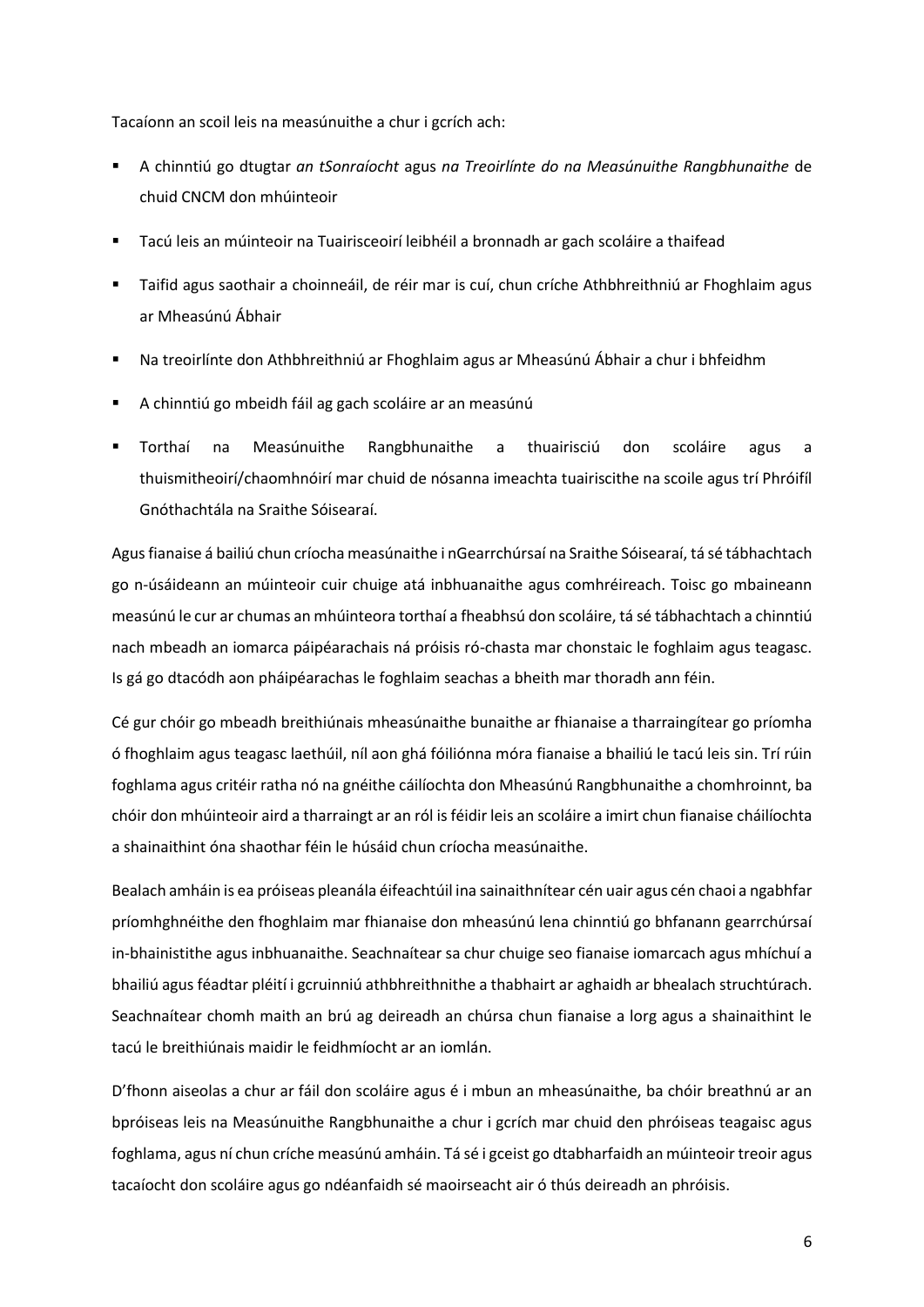Tacaíonn an scoil leis na measúnuithe a chur i gcrích ach:

- A chinntiú go dtugtar *an tSonraíocht* agus *na Treoirlínte do na Measúnuithe Rangbhunaithe* de chuid CNCM don mhúinteoir
- Tacú leis an múinteoir na Tuairisceoirí leibhéil a bronnadh ar gach scoláire a thaifead
- Taifid agus saothair a choinneáil, de réir mar is cuí, chun críche Athbhreithniú ar Fhoghlaim agus ar Mheasúnú Ábhair
- Na treoirlínte don Athbhreithniú ar Fhoghlaim agus ar Mheasúnú Ábhair a chur i bhfeidhm
- A chinntiú go mbeidh fáil ag gach scoláire ar an measúnú
- Torthaí na Measúnuithe Rangbhunaithe a thuairisciú don scoláire agus a thuismitheoirí/chaomhnóirí mar chuid de nósanna imeachta tuairiscithe na scoile agus trí Phróifíl Gnóthachtála na Sraithe Sóisearaí.

Agus fianaise á bailiú chun críocha measúnaithe i nGearrchúrsaí na Sraithe Sóisearaí, tá sé tábhachtach go n-úsáideann an múinteoir cuir chuige atá inbhuanaithe agus comhréireach. Toisc go mbaineann measúnú le cur ar chumas an mhúinteora torthaí a fheabhsú don scoláire, tá sé tábhachtach a chinntiú nach mbeadh an iomarca páipéarachais ná próisis ró-chasta mar chonstaic le foghlaim agus teagasc. Is gá go dtacódh aon pháipéarachas le foghlaim seachas a bheith mar thoradh ann féin.

Cé gur chóir go mbeadh breithiúnais mheasúnaithe bunaithe ar fhianaise a tharraingítear go príomha ó fhoghlaim agus teagasc laethúil, níl aon ghá fóiliónna móra fianaise a bhailiú le tacú leis sin. Trí rúin foghlama agus critéir ratha nó na gnéithe cáilíochta don Mheasúnú Rangbhunaithe a chomhroinnt, ba chóir don mhúinteoir aird a tharraingt ar an ról is féidir leis an scoláire a imirt chun fianaise cháilíochta a shainaithint óna shaothar féin le húsáid chun críocha measúnaithe.

Bealach amháin is ea próiseas pleanála éifeachtúil ina sainaithnítear cén uair agus cén chaoi a ngabhfar príomhghnéithe den fhoghlaim mar fhianaise don mheasúnú lena chinntiú go bhfanann gearrchúrsaí in-bhainistithe agus inbhuanaithe. Seachnaítear sa chur chuige seo fianaise iomarcach agus mhíchuí a bhailiú agus féadtar pléití i gcruinniú athbhreithnithe a thabhairt ar aghaidh ar bhealach struchtúrach. Seachnaítear chomh maith an brú ag deireadh an chúrsa chun fianaise a lorg agus a shainaithint le tacú le breithiúnais maidir le feidhmíocht ar an iomlán.

D'fhonn aiseolas a chur ar fáil don scoláire agus é i mbun an mheasúnaithe, ba chóir breathnú ar an bpróiseas leis na Measúnuithe Rangbhunaithe a chur i gcrích mar chuid den phróiseas teagaisc agus foghlama, agus ní chun críche measúnú amháin. Tá sé i gceist go dtabharfaidh an múinteoir treoir agus tacaíocht don scoláire agus go ndéanfaidh sé maoirseacht air ó thús deireadh an phróisis.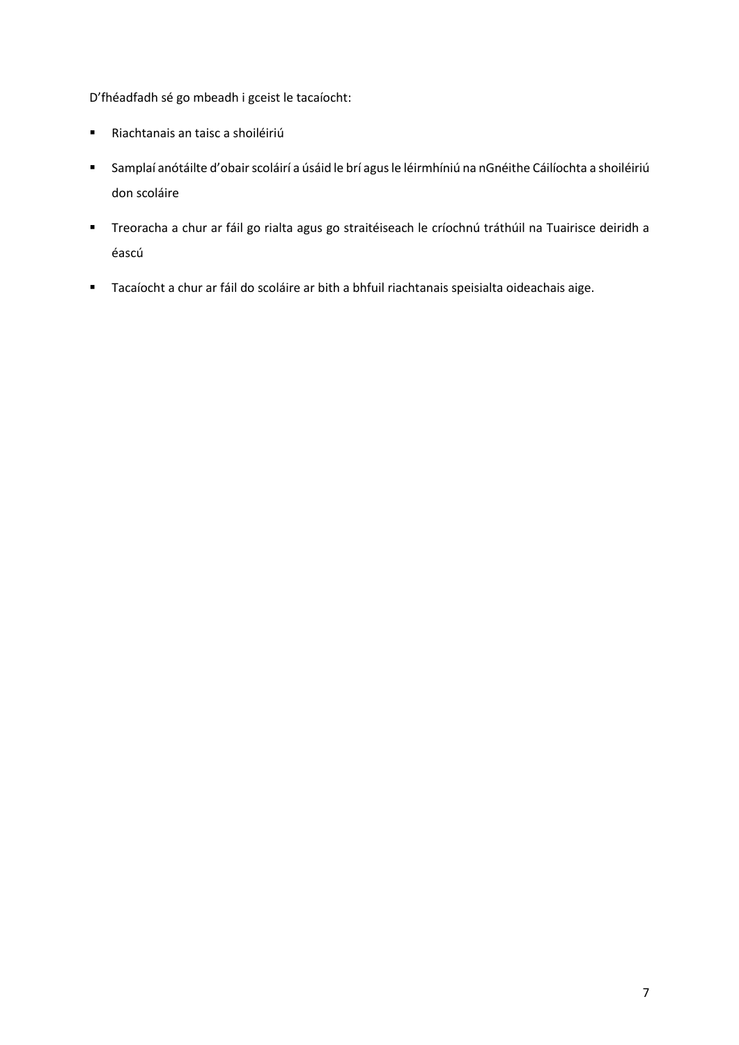D'fhéadfadh sé go mbeadh i gceist le tacaíocht:

- Riachtanais an taisc a shoiléiriú
- Samplaí anótáilte d'obair scoláirí a úsáid le brí agus le léirmhíniú na nGnéithe Cáilíochta a shoiléiriú don scoláire
- Treoracha a chur ar fáil go rialta agus go straitéiseach le críochnú tráthúil na Tuairisce deiridh a éascú
- Tacaíocht a chur ar fáil do scoláire ar bith a bhfuil riachtanais speisialta oideachais aige.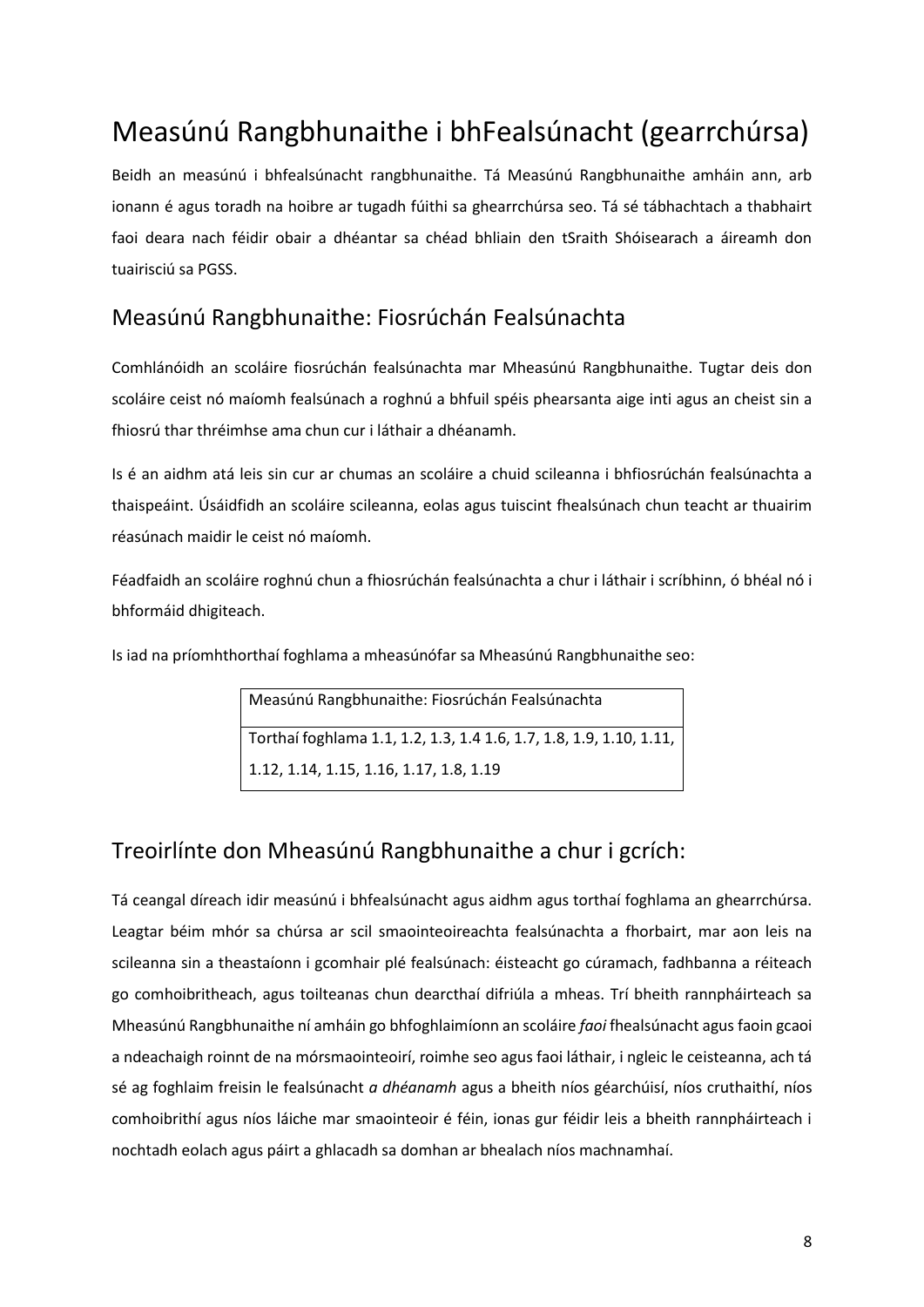# Measúnú Rangbhunaithe i bhFealsúnacht (gearrchúrsa)

Beidh an measúnú i bhfealsúnacht rangbhunaithe. Tá Measúnú Rangbhunaithe amháin ann, arb ionann é agus toradh na hoibre ar tugadh fúithi sa ghearrchúrsa seo. Tá sé tábhachtach a thabhairt faoi deara nach féidir obair a dhéantar sa chéad bhliain den tSraith Shóisearach a áireamh don tuairisciú sa PGSS.

## Measúnú Rangbhunaithe: Fiosrúchán Fealsúnachta

Comhlánóidh an scoláire fiosrúchán fealsúnachta mar Mheasúnú Rangbhunaithe. Tugtar deis don scoláire ceist nó maíomh fealsúnach a roghnú a bhfuil spéis phearsanta aige inti agus an cheist sin a fhiosrú thar thréimhse ama chun cur i láthair a dhéanamh.

Is é an aidhm atá leis sin cur ar chumas an scoláire a chuid scileanna i bhfiosrúchán fealsúnachta a thaispeáint. Úsáidfidh an scoláire scileanna, eolas agus tuiscint fhealsúnach chun teacht ar thuairim réasúnach maidir le ceist nó maíomh.

Féadfaidh an scoláire roghnú chun a fhiosrúchán fealsúnachta a chur i láthair i scríbhinn, ó bhéal nó i bhformáid dhigiteach.

Is iad na príomhthorthaí foghlama a mheasúnófar sa Mheasúnú Rangbhunaithe seo:

| Measúnú Rangbhunaithe: Fiosrúchán Fealsúnachta |
|---|
| Torthaí foghlama 1.1, 1.2, 1.3, 1.4 1.6, 1.7, 1.8, 1.9, 1.10, 1.11, 1.12, 1.14, 1.15, 1.16, 1.17, 1.8, 1.19 |

## Treoirlínte don Mheasúnú Rangbhunaithe a chur i gcrích:

Tá ceangal díreach idir measúnú i bhfealsúnacht agus aidhm agus torthaí foghlama an ghearrchúrsa. Leagtar béim mhór sa chúrsa ar scil smaointeoireachta fealsúnachta a fhorbairt, mar aon leis na scileanna sin a theastaíonn i gcomhair plé fealsúnach: éisteacht go cúramach, fadhbanna a réiteach go comhoibritheach, agus toilteanas chun dearcthaí difriúla a mheas. Trí bheith rannpháirteach sa Mheasúnú Rangbhunaithe ní amháin go bhfoghlaimíonn an scoláire *faoi* fhealsúnacht agus faoin gcaoi a ndeachaigh roinnt de na mórsmaointeoirí, roimhe seo agus faoi láthair, i ngleic le ceisteanna, ach tá sé ag foghlaim freisin le fealsúnacht *a dhéanamh* agus a bheith níos géarchúisí, níos cruthaithí, níos comhoibrithí agus níos láiche mar smaointeoir é féin, ionas gur féidir leis a bheith rannpháirteach i nochtadh eolach agus páirt a ghlacadh sa domhan ar bhealach níos machnamhaí.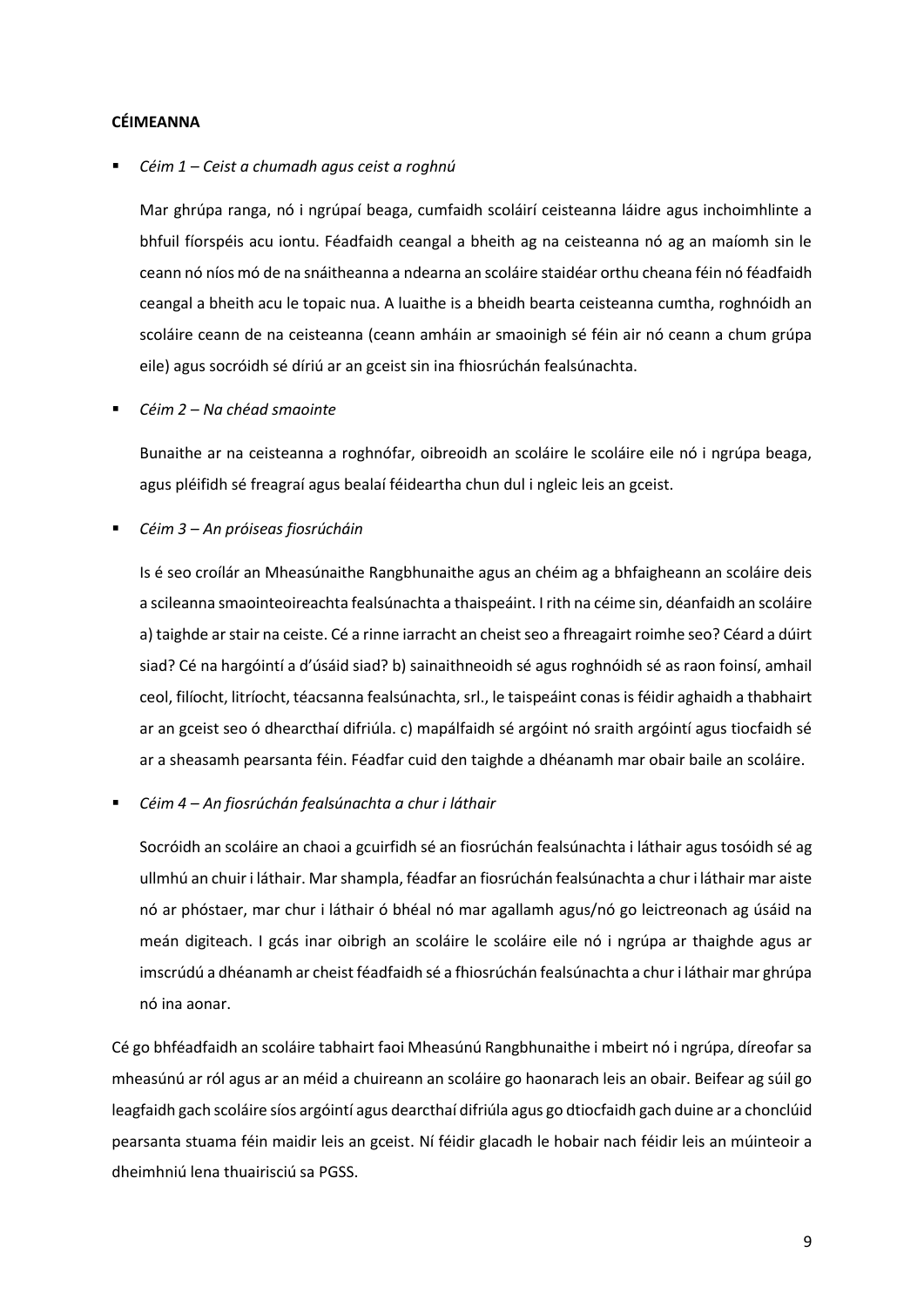**CÉIMEANNA**

- *Céim 1 – Ceist a chumadh agus ceist a roghnú*

  Mar ghrúpa ranga, nó i ngrúpaí beaga, cumfaidh scoláirí ceisteanna láidre agus inchoimhlinte a bhfuil fíorspéis acu iontu. Féadfaidh ceangal a bheith ag na ceisteanna nó ag an maíomh sin le ceann nó níos mó de na snáitheanna a ndearna an scoláire staidéar orthu cheana féin nó féadfaidh ceangal a bheith acu le topaic nua. A luaithe is a bheidh bearta ceisteanna cumtha, roghnóidh an scoláire ceann de na ceisteanna (ceann amháin ar smaoinigh sé féin air nó ceann a chum grúpa eile) agus socróidh sé díriú ar an gceist sin ina fhiosrúchán fealsúnachta.

- *Céim 2 – Na chéad smaointe*

  Bunaithe ar na ceisteanna a roghnófar, oibreoidh an scoláire le scoláire eile nó i ngrúpa beaga, agus pléifidh sé freagraí agus bealaí féideartha chun dul i ngleic leis an gceist.

- *Céim 3 – An próiseas fiosrúcháin*

  Is é seo croílár an Mheasúnaithe Rangbhunaithe agus an chéim ag a bhfaigheann an scoláire deis a scileanna smaointeoireachta fealsúnachta a thaispeáint. I rith na céime sin, déanfaidh an scoláire a) taighde ar stair na ceiste. Cé a rinne iarracht an cheist seo a fhreagairt roimhe seo? Céard a dúirt siad? Cé na hargóintí a d'úsáid siad? b) sainaithneoidh sé agus roghnóidh sé as raon foinsí, amhail ceol, filíocht, litríocht, téacsanna fealsúnachta, srl., le taispeáint conas is féidir aghaidh a thabhairt ar an gceist seo ó dhearcthaí difriúla. c) mapálfaidh sé argóint nó sraith argóintí agus tiocfaidh sé ar a sheasamh pearsanta féin. Féadfar cuid den taighde a dhéanamh mar obair baile an scoláire.

- *Céim 4 – An fiosrúchán fealsúnachta a chur i láthair*

  Socróidh an scoláire an chaoi a gcuirfidh sé an fiosrúchán fealsúnachta i láthair agus tosóidh sé ag ullmhú an chuir i láthair. Mar shampla, féadfar an fiosrúchán fealsúnachta a chur i láthair mar aiste nó ar phóstaer, mar chur i láthair ó bhéal nó mar agallamh agus/nó go leictreonach ag úsáid na meán digiteach. I gcás inar oibrigh an scoláire le scoláire eile nó i ngrúpa ar thaighde agus ar imscrúdú a dhéanamh ar cheist féadfaidh sé a fhiosrúchán fealsúnachta a chur i láthair mar ghrúpa nó ina aonar.

Cé go bhféadfaidh an scoláire tabhairt faoi Mheasúnú Rangbhunaithe i mbeirt nó i ngrúpa, díreofar sa mheasúnú ar ról agus ar an méid a chuireann an scoláire go haonarach leis an obair. Beifear ag súil go leagfaidh gach scoláire síos argóintí agus dearcthaí difriúla agus go dtiocfaidh gach duine ar a chonclúid phearsanta stuama féin maidir leis an gceist. Ní féidir glacadh le hobair nach féidir leis an múinteoir a dheimhniú lena thuairisciú sa PGSS.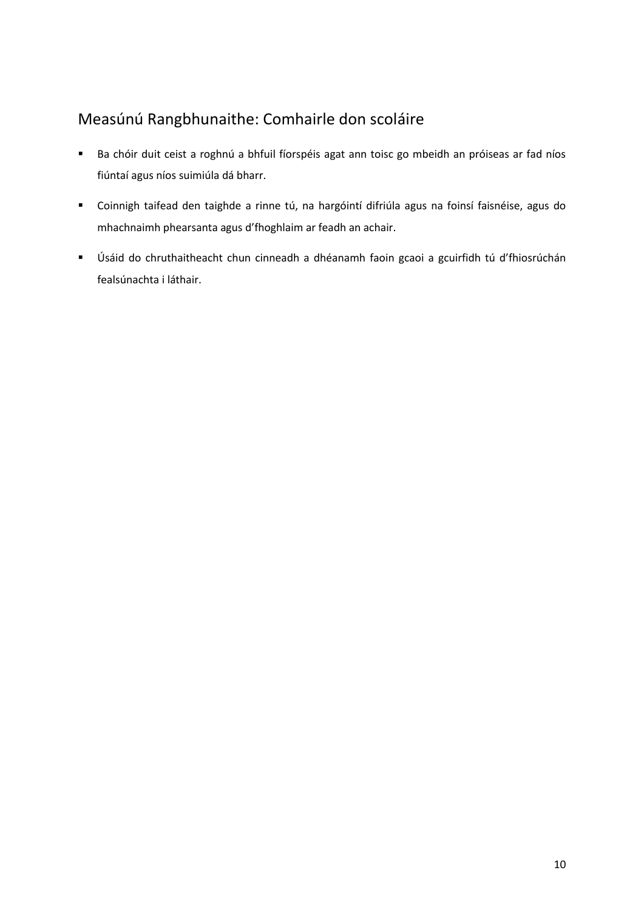## Measúnú Rangbhunaithe: Comhairle don scoláire

- Ba chóir duit ceist a roghnú a bhfuil fíorspéis agat ann toisc go mbeidh an próiseas ar fad níos fiúntaí agus níos suimiúla dá bharr.
- Coinnigh taifead den taighde a rinne tú, na hargóintí difriúla agus na foinsí faisnéise, agus do mhachnaimh phearsanta agus d'fhoghlaim ar feadh an achair.
- Úsáid do chruthaitheacht chun cinneadh a dhéanamh faoin gcaoi a gcuirfidh tú d'fhiosrúchán fealsúnachta i láthair.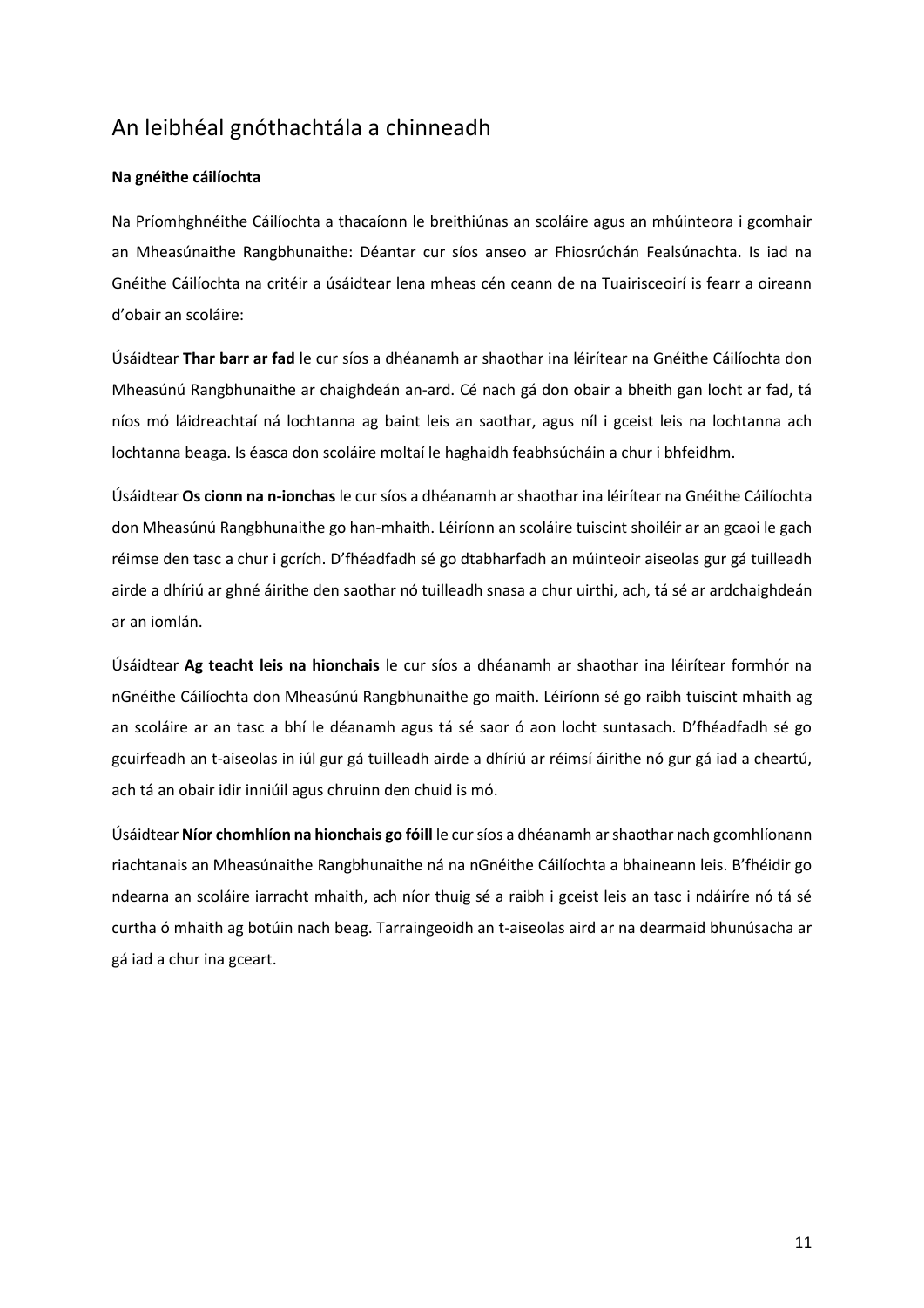## An leibhéal gnóthachtála a chinneadh

**Na gnéithe cáilíochta**

Na Príomhghnéithe Cáilíochta a thacaíonn le breithiúnas an scoláire agus an mhúinteora i gcomhair an Mheasúnaithe Rangbhunaithe: Déantar cur síos anseo ar Fhiosrúchán Fealsúnachta. Is iad na Gnéithe Cáilíochta na critéir a úsáidtear lena mheas cén ceann de na Tuairisceoirí is fearr a oireann d'obair an scoláire:

Úsáidtear **Thar barr ar fad** le cur síos a dhéanamh ar shaothar ina léirítear na Gnéithe Cáilíochta don Mheasúnú Rangbhunaithe ar chaighdeán an-ard. Cé nach gá don obair a bheith gan locht ar fad, tá níos mó láidreachtaí ná lochtanna ag baint leis an saothar, agus níl i gceist leis na lochtanna ach lochtanna beaga. Is éasca don scoláire moltaí le haghaidh feabhsúcháin a chur i bhfeidhm.

Úsáidtear **Os cionn na n-ionchas** le cur síos a dhéanamh ar shaothar ina léirítear na Gnéithe Cáilíochta don Mheasúnú Rangbhunaithe go han-mhaith. Léiríonn an scoláire tuiscint shoiléir ar an gcaoi le gach réimse den tasc a chur i gcrích. D'fhéadfadh sé go dtabharfadh an múinteoir aiseolas gur gá tuilleadh airde a dhíriú ar ghné áirithe den saothar nó tuilleadh snasa a chur uirthi, ach, tá sé ar ardchaighdeán ar an iomlán.

Úsáidtear **Ag teacht leis na hionchais** le cur síos a dhéanamh ar shaothar ina léirítear formhór na nGnéithe Cáilíochta don Mheasúnú Rangbhunaithe go maith. Léiríonn sé go raibh tuiscint mhaith ag an scoláire ar an tasc a bhí le déanamh agus tá sé saor ó aon locht suntasach. D'fhéadfadh sé go gcuirfeadh an t-aiseolas in iúl gur gá tuilleadh airde a dhíriú ar réimsí áirithe nó gur gá iad a cheartú, ach tá an obair idir inniúil agus chruinn den chuid is mó.

Úsáidtear **Níor chomhlíon na hionchais go fóill** le cur síos a dhéanamh ar shaothar nach gcomhlíonann riachtanais an Mheasúnaithe Rangbhunaithe ná na nGnéithe Cáilíochta a bhaineann leis. B'fhéidir go ndearna an scoláire iarracht mhaith, ach níor thuig sé a raibh i gceist leis an tasc i ndáiríre nó tá sé curtha ó mhaith ag botúin nach beag. Tarraingeoidh an t-aiseolas aird ar na dearmaid bhunúsacha ar gá iad a chur ina gceart.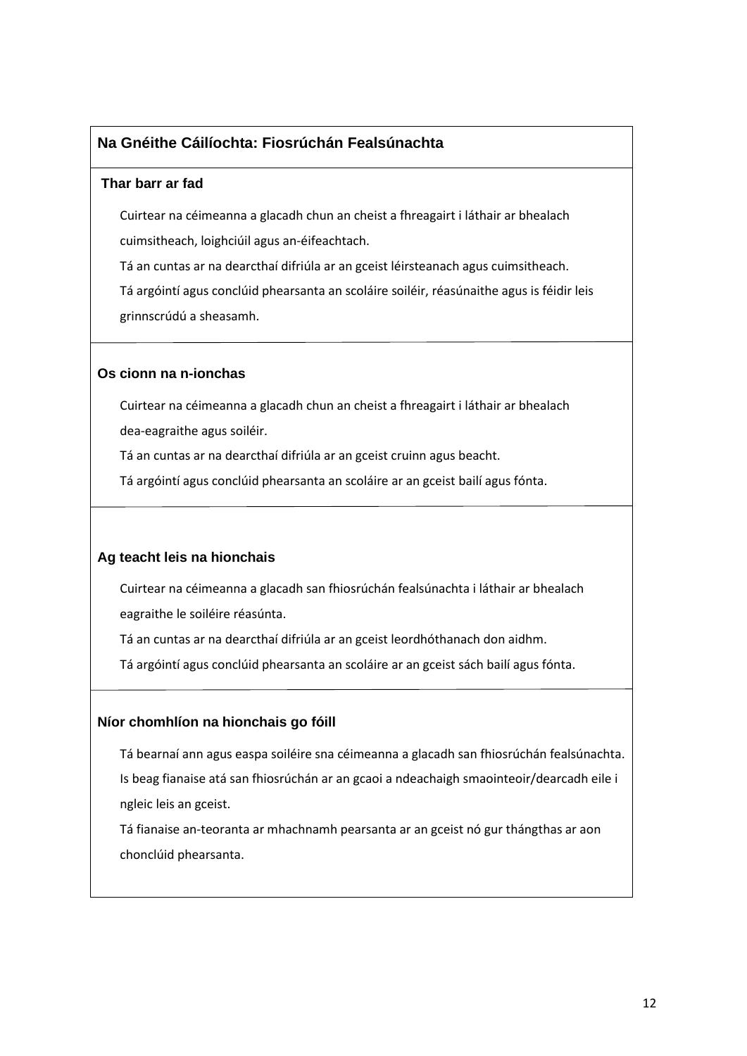## Na Gnéithe Cáilíochta: Fiosrúchán Fealsúnachta

### Thar barr ar fad

Cuirtear na céimeanna a glacadh chun an cheist a fhreagairt i láthair ar bhealach cuimsitheach, loighciúil agus an-éifeachtach.

Tá an cuntas ar na dearcthaí difriúla ar an gceist léirsteanach agus cuimsitheach.

Tá argóintí agus conclúid phearsanta an scoláire soiléir, réasúnaithe agus is féidir leis grinnscrúdú a sheasamh.

### Os cionn na n-ionchas

Cuirtear na céimeanna a glacadh chun an cheist a fhreagairt i láthair ar bhealach dea-eagraithe agus soiléir.

Tá an cuntas ar na dearcthaí difriúla ar an gceist cruinn agus beacht.

Tá argóintí agus conclúid phearsanta an scoláire ar an gceist bailí agus fónta.

### Ag teacht leis na hionchais

Cuirtear na céimeanna a glacadh san fhiosrúchán fealsúnachta i láthair ar bhealach eagraithe le soiléire réasúnta.

Tá an cuntas ar na dearcthaí difriúla ar an gceist leordhóthanach don aidhm.

Tá argóintí agus conclúid phearsanta an scoláire ar an gceist sách bailí agus fónta.

### Níor chomhlíon na hionchais go fóill

Tá bearnaí ann agus easpa soiléire sna céimeanna a glacadh san fhiosrúchán fealsúnachta.

Is beag fianaise atá san fhiosrúchán ar an gcaoi a ndeachaigh smaointeoir/dearcadh eile i ngleic leis an gceist.

Tá fianaise an-teoranta ar mhachnamh pearsanta ar an gceist nó gur thángthas ar aon chonclúid phearsanta.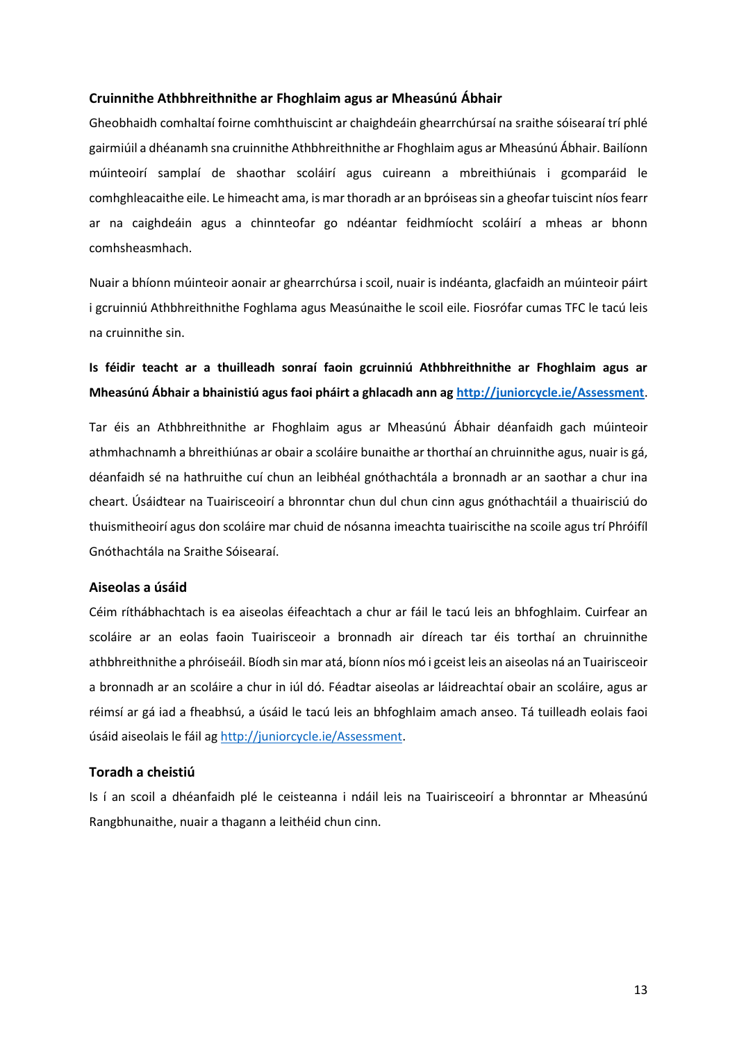### Cruinnithe Athbhreithnithe ar Fhoghlaim agus ar Mheasúnú Ábhair

Gheobhaidh comhaltaí foirne comhthuiscint ar chaighdeáin ghearrchúrsaí na sraithe sóisearaí trí phlé gairmiúil a dhéanamh sna cruinnithe Athbhreithnithe ar Fhoghlaim agus ar Mheasúnú Ábhair. Bailíonn múinteoirí samplaí de shaothar scoláirí agus cuireann a mbreithiúnais i gcomparáid le comhghleacaithe eile. Le himeacht ama, is mar thoradh ar an bpróiseas sin a gheofar tuiscint níos fearr ar na caighdeáin agus a chinnteofar go ndéantar feidhmíocht scoláirí a mheas ar bhonn comhsheasmhach.

Nuair a bhíonn múinteoir aonair ar ghearrchúrsa i scoil, nuair is indéanta, glacfaidh an múinteoir páirt i gcruinniú Athbhreithnithe Foghlama agus Measúnaithe le scoil eile. Fiosrófar cumas TFC le tacú leis na cruinnithe sin.

**Is féidir teacht ar a thuilleadh sonraí faoin gcruinniú Athbhreithnithe ar Fhoghlaim agus ar Mheasúnú Ábhair a bhainistiú agus faoi pháirt a ghlacadh ann ag [http://juniorcycle.ie/Assessment](http://juniorcycle.ie/Assessment).**

Tar éis an Athbhreithnithe ar Fhoghlaim agus ar Mheasúnú Ábhair déanfaidh gach múinteoir athmhachnamh a bhreithiúnas ar obair a scoláire bunaithe ar thorthaí an chruinnithe agus, nuair is gá, déanfaidh sé na hathruithe cuí chun an leibhéal gnóthachtála a bronnadh ar an saothar a chur ina cheart. Úsáidtear na Tuairisceoirí a bhronntar chun dul chun cinn agus gnóthachtáil a thuairisciú do thuismitheoirí agus don scoláire mar chuid de nósanna imeachta tuairiscithe na scoile agus trí Phróifíl Gnóthachtála na Sraithe Sóisearaí.

### Aiseolas a úsáid

Céim ríthábhachtach is ea aiseolas éifeachtach a chur ar fáil le tacú leis an bhfoghlaim. Cuirfear an scoláire ar an eolas faoin Tuairisceoir a bronnadh air díreach tar éis torthaí an chruinnithe athbhreithnithe a phróiseáil. Bíodh sin mar atá, bíonn níos mó i gceist leis an aiseolas ná an Tuairisceoir a bronnadh ar an scoláire a chur in iúl dó. Féadtar aiseolas ar láidreachtaí obair an scoláire, agus ar réimsí ar gá iad a fheabhsú, a úsáid le tacú leis an bhfoghlaim amach anseo. Tá tuilleadh eolais faoi úsáid aiseolais le fáil ag [http://juniorcycle.ie/Assessment](http://juniorcycle.ie/Assessment).

### Toradh a cheistiú

Is í an scoil a dhéanfaidh plé le ceisteanna i ndáil leis na Tuairisceoirí a bhronntar ar Mheasúnú Rangbhunaithe, nuair a thagann a leithéid chun cinn.